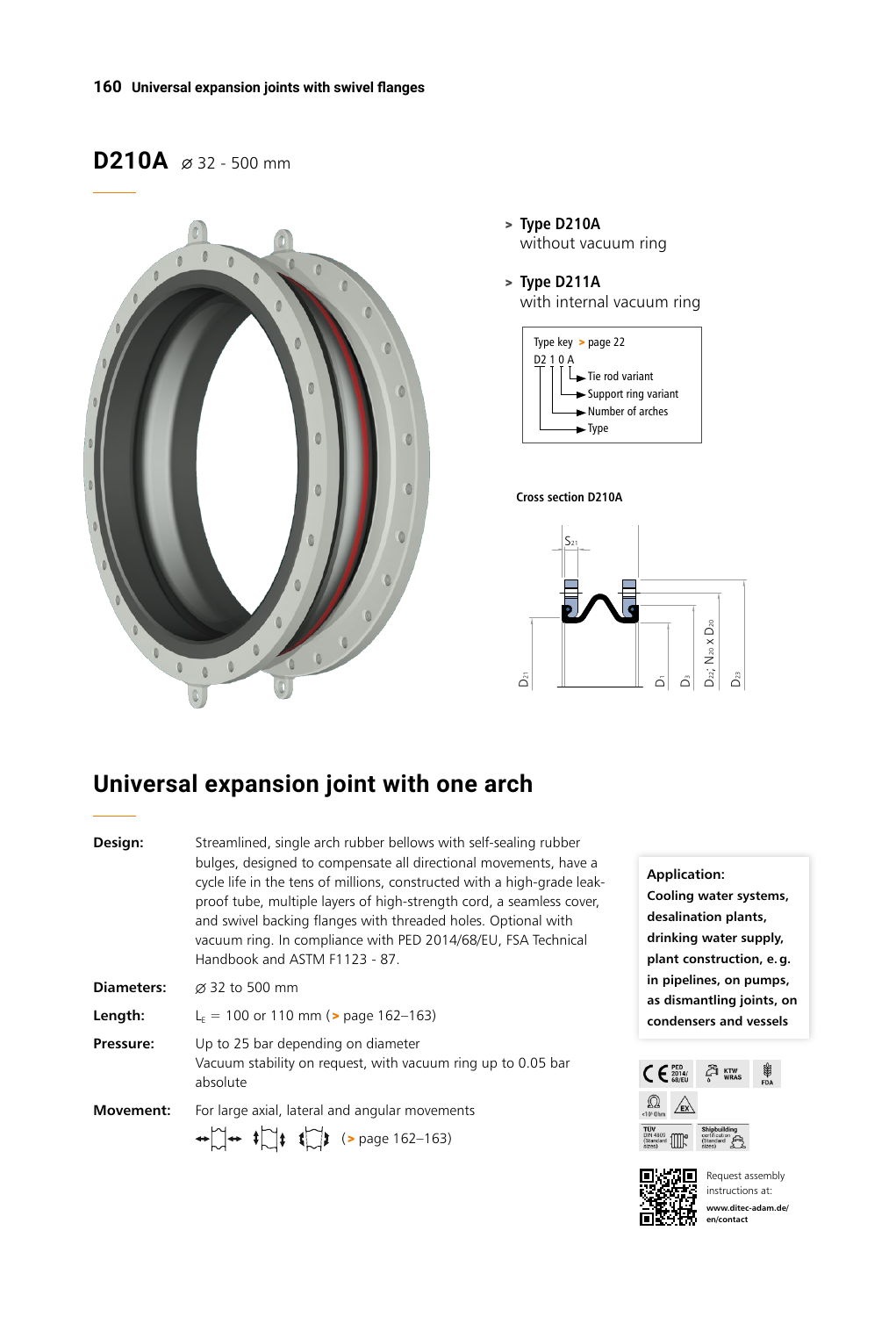# D210A ⌀ 32 - 500 mm

> **Type D210A**
> without vacuum ring

> **Type D211A**
> with internal vacuum ring

Type key > page 22

D2 1 0 A
- Tie rod variant
- Support ring variant
- Number of arches
- Type

**Cross section D210A**

$S_{21}$, $D_{21}$, $D_1$, $D_3$, $D_{22}$; $N_{20}$ x $D_{20}$, $D_{23}$

## Universal expansion joint with one arch

**Design:** Streamlined, single arch rubber bellows with self-sealing rubber bulges, designed to compensate all directional movements, have a cycle life in the tens of millions, constructed with a high-grade leak-proof tube, multiple layers of high-strength cord, a seamless cover, and swivel backing flanges with threaded holes. Optional with vacuum ring. In compliance with PED 2014/68/EU, FSA Technical Handbook and ASTM F1123 - 87.

**Diameters:** ⌀ 32 to 500 mm

**Length:** $L_E$ = 100 or 110 mm (> page 162–163)

**Pressure:** Up to 25 bar depending on diameter
Vacuum stability on request, with vacuum ring up to 0.05 bar absolute

**Movement:** For large axial, lateral and angular movements
(> page 162–163)

**Application:**
**Cooling water systems, desalination plants, drinking water supply, plant construction, e. g. in pipelines, on pumps, as dismantling joints, on condensers and vessels**

CE PED 2014/68/EU · KTW WRAS · FDA · <10⁶ Ohm · EX · TÜV (DIN 4809) (Standard sizes) · Shipbuilding certification (Standard sizes)

Request assembly instructions at: **www.ditec-adam.de/en/contact**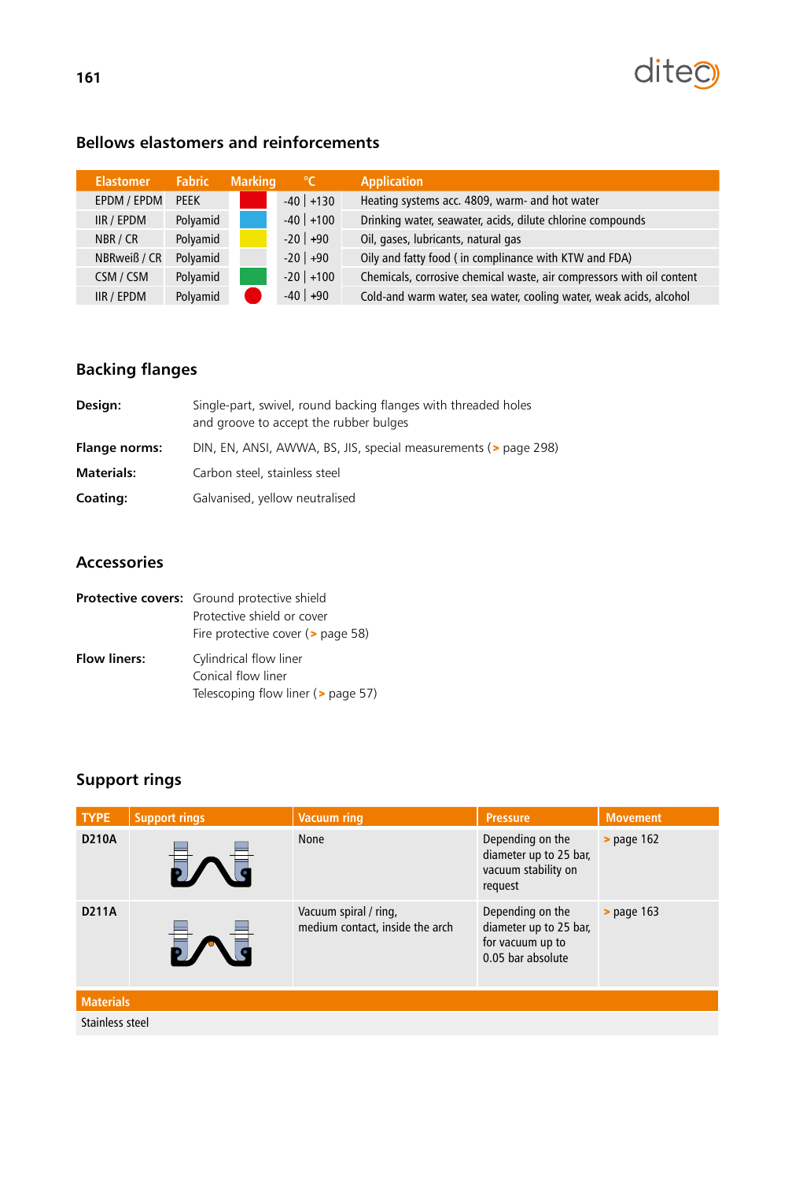## Bellows elastomers and reinforcements

| Elastomer | Fabric | Marking | °C | Application |
|---|---|---|---|---|
| EPDM / EPDM | PEEK | | -40 \| +130 | Heating systems acc. 4809, warm- and hot water |
| IIR / EPDM | Polyamid | | -40 \| +100 | Drinking water, seawater, acids, dilute chlorine compounds |
| NBR / CR | Polyamid | | -20 \| +90 | Oil, gases, lubricants, natural gas |
| NBRweiß / CR | Polyamid | | -20 \| +90 | Oily and fatty food ( in complinance with KTW and FDA) |
| CSM / CSM | Polyamid | | -20 \| +100 | Chemicals, corrosive chemical waste, air compressors with oil content |
| IIR / EPDM | Polyamid | | -40 \| +90 | Cold-and warm water, sea water, cooling water, weak acids, alcohol |

## Backing flanges

**Design:** Single-part, swivel, round backing flanges with threaded holes and groove to accept the rubber bulges

**Flange norms:** DIN, EN, ANSI, AWWA, BS, JIS, special measurements (> page 298)

**Materials:** Carbon steel, stainless steel

**Coating:** Galvanised, yellow neutralised

## Accessories

**Protective covers:** Ground protective shield
Protective shield or cover
Fire protective cover (> page 58)

**Flow liners:** Cylindrical flow liner
Conical flow liner
Telescoping flow liner (> page 57)

## Support rings

| TYPE | Support rings | Vacuum ring | Pressure | Movement |
|---|---|---|---|---|
| D210A | | None | Depending on the diameter up to 25 bar, vacuum stability on request | > page 162 |
| D211A | | Vacuum spiral / ring, medium contact, inside the arch | Depending on the diameter up to 25 bar, for vacuum up to 0.05 bar absolute | > page 163 |

| Materials |
|---|
| Stainless steel |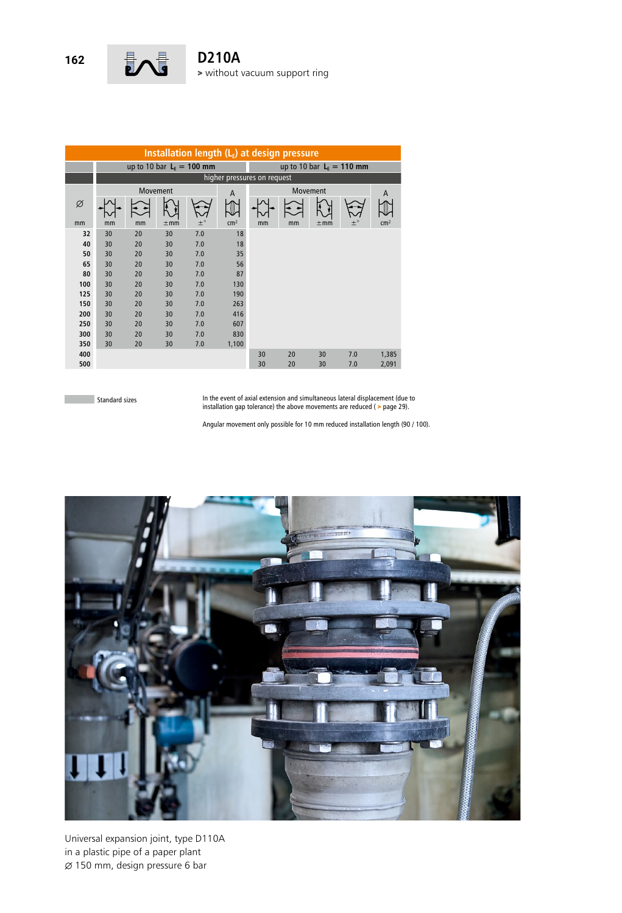# D210A

**>** without vacuum support ring

| Installation length ($L_E$) at design pressure | | | | | | | | | | |
|---|---|---|---|---|---|---|---|---|---|---|
| | up to 10 bar $L_E$ = **100 mm** | | | | | up to 10 bar $L_E$ = **110 mm** | | | | |
| | higher pressures on request | | | | | | | | | |
| ⌀ | Movement | | | | A | Movement | | | | A |
| mm | mm | mm | ±mm | ±° | cm² | mm | mm | ±mm | ±° | cm² |
| **32** | 30 | 20 | 30 | 7.0 | 18 | | | | | |
| **40** | 30 | 20 | 30 | 7.0 | 18 | | | | | |
| **50** | 30 | 20 | 30 | 7.0 | 35 | | | | | |
| **65** | 30 | 20 | 30 | 7.0 | 56 | | | | | |
| **80** | 30 | 20 | 30 | 7.0 | 87 | | | | | |
| **100** | 30 | 20 | 30 | 7.0 | 130 | | | | | |
| **125** | 30 | 20 | 30 | 7.0 | 190 | | | | | |
| **150** | 30 | 20 | 30 | 7.0 | 263 | | | | | |
| **200** | 30 | 20 | 30 | 7.0 | 416 | | | | | |
| **250** | 30 | 20 | 30 | 7.0 | 607 | | | | | |
| **300** | 30 | 20 | 30 | 7.0 | 830 | | | | | |
| **350** | 30 | 20 | 30 | 7.0 | 1,100 | | | | | |
| **400** | | | | | | 30 | 20 | 30 | 7.0 | 1,385 |
| **500** | | | | | | 30 | 20 | 30 | 7.0 | 2,091 |

Standard sizes

In the event of axial extension and simultaneous lateral displacement (due to installation gap tolerance) the above movements are reduced ( **>** page 29).

Angular movement only possible for 10 mm reduced installation length (90 / 100).

Universal expansion joint, type D110A
in a plastic pipe of a paper plant
⌀ 150 mm, design pressure 6 bar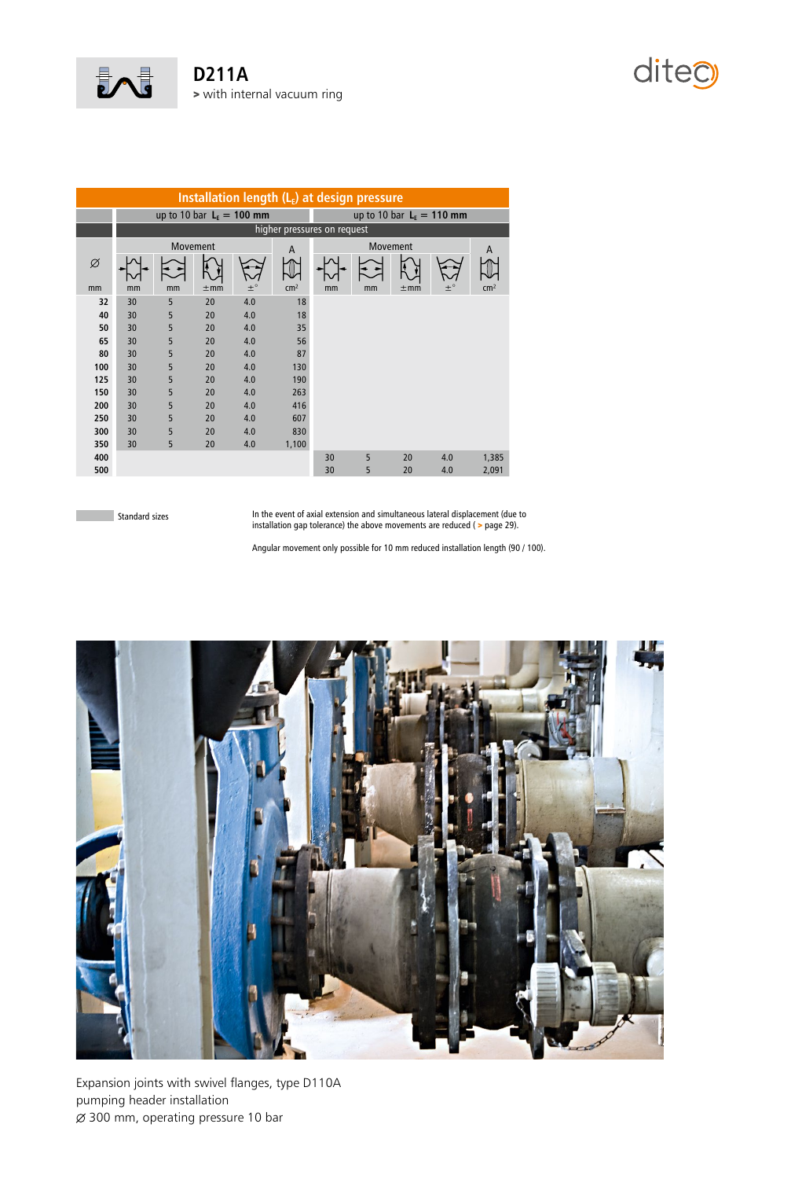# D211A

**>** with internal vacuum ring

| Installation length ($L_E$) at design pressure | | | | | | | | | | |
|---|---|---|---|---|---|---|---|---|---|---|
| | up to 10 bar $L_E$ = **100 mm** | | | | | up to 10 bar $L_E$ = **110 mm** | | | | |
| | higher pressures on request | | | | | | | | | |
| Ø | Movement | | | | A | Movement | | | | A |
| mm | mm | mm | ±mm | ±° | cm² | mm | mm | ±mm | ±° | cm² |
| **32** | 30 | 5 | 20 | 4.0 | 18 | | | | | |
| **40** | 30 | 5 | 20 | 4.0 | 18 | | | | | |
| **50** | 30 | 5 | 20 | 4.0 | 35 | | | | | |
| **65** | 30 | 5 | 20 | 4.0 | 56 | | | | | |
| **80** | 30 | 5 | 20 | 4.0 | 87 | | | | | |
| **100** | 30 | 5 | 20 | 4.0 | 130 | | | | | |
| **125** | 30 | 5 | 20 | 4.0 | 190 | | | | | |
| **150** | 30 | 5 | 20 | 4.0 | 263 | | | | | |
| **200** | 30 | 5 | 20 | 4.0 | 416 | | | | | |
| **250** | 30 | 5 | 20 | 4.0 | 607 | | | | | |
| **300** | 30 | 5 | 20 | 4.0 | 830 | | | | | |
| **350** | 30 | 5 | 20 | 4.0 | 1,100 | | | | | |
| **400** | | | | | | 30 | 5 | 20 | 4.0 | 1,385 |
| **500** | | | | | | 30 | 5 | 20 | 4.0 | 2,091 |

Standard sizes

In the event of axial extension and simultaneous lateral displacement (due to installation gap tolerance) the above movements are reduced ( > page 29).

Angular movement only possible for 10 mm reduced installation length (90 / 100).

Expansion joints with swivel flanges, type D110A
pumping header installation
Ø 300 mm, operating pressure 10 bar